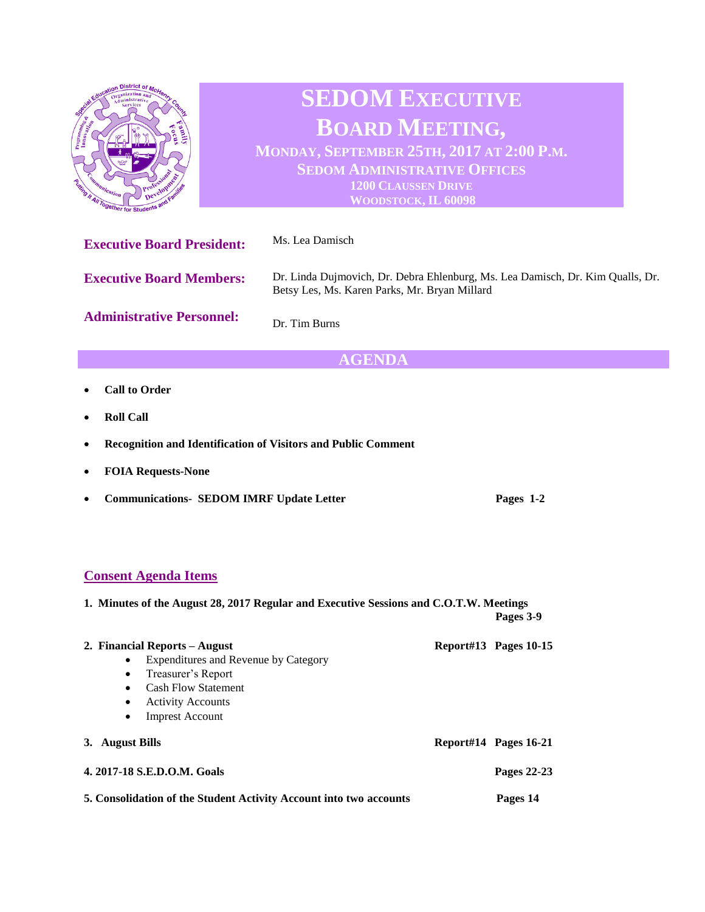# SEDOM Executive Board Meeting,

**Monday, September 25th, 2017 at 2:00 P.M.**
**SEDOM Administrative Offices**
**1200 Claussen Drive**
**Woodstock, IL 60098**

**Executive Board President:** Ms. Lea Damisch

**Executive Board Members:** Dr. Linda Dujmovich, Dr. Debra Ehlenburg, Ms. Lea Damisch, Dr. Kim Qualls, Dr. Betsy Les, Ms. Karen Parks, Mr. Bryan Millard

**Administrative Personnel:** Dr. Tim Burns

## AGENDA

- **Call to Order**
- **Roll Call**
- **Recognition and Identification of Visitors and Public Comment**
- **FOIA Requests-None**
- **Communications- SEDOM IMRF Update Letter** — **Pages 1-2**

## Consent Agenda Items

**1. Minutes of the August 28, 2017 Regular and Executive Sessions and C.O.T.W. Meetings** — **Pages 3-9**

**2. Financial Reports – August** — **Report#13 Pages 10-15**

- Expenditures and Revenue by Category
- Treasurer's Report
- Cash Flow Statement
- Activity Accounts
- Imprest Account

**3. August Bills** — **Report#14 Pages 16-21**

**4. 2017-18 S.E.D.O.M. Goals** — **Pages 22-23**

**5. Consolidation of the Student Activity Account into two accounts** — **Pages 14**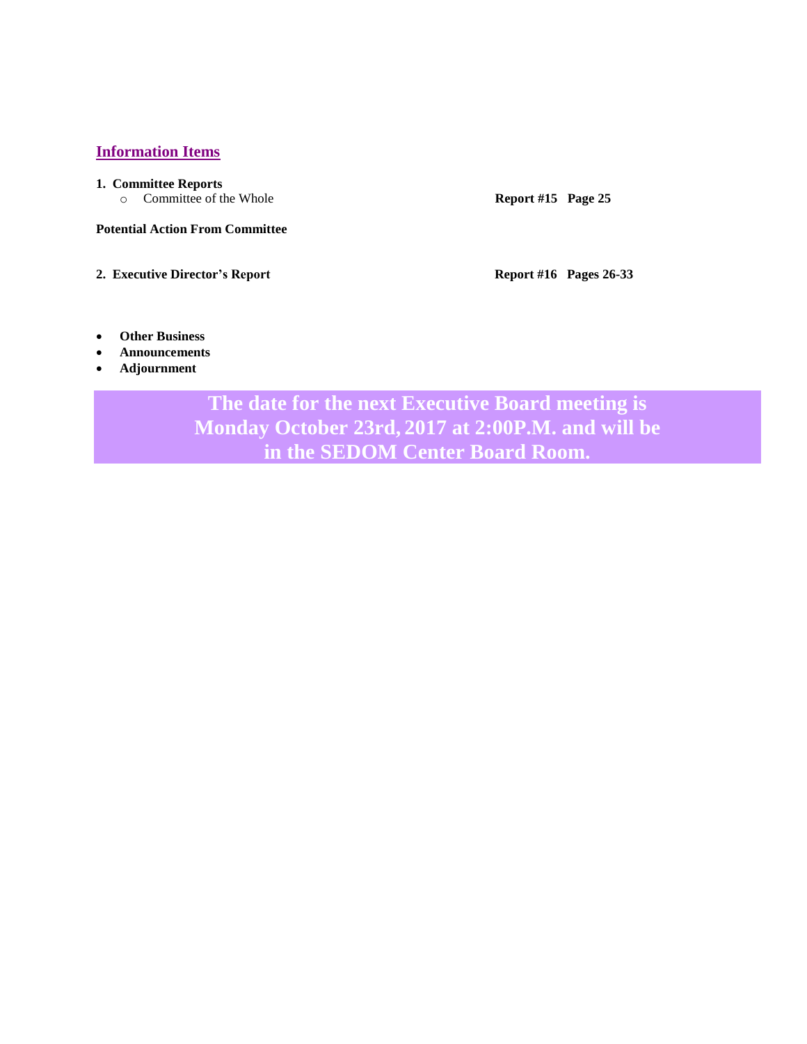## Information Items

1. **Committee Reports**
   - Committee of the Whole **Report #15 Page 25**

**Potential Action From Committee**

2. **Executive Director's Report** **Report #16 Pages 26-33**

- **Other Business**
- **Announcements**
- **Adjournment**

**The date for the next Executive Board meeting is Monday October 23rd, 2017 at 2:00P.M. and will be in the SEDOM Center Board Room.**